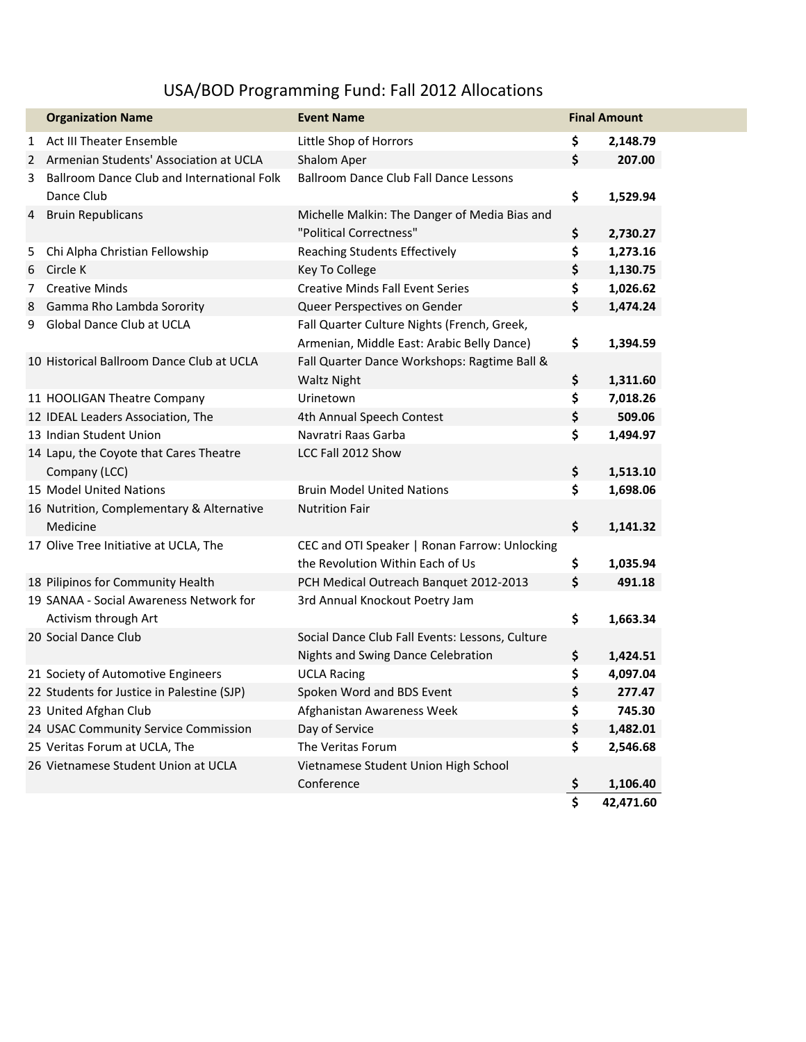# USA/BOD Programming Fund: Fall 2012 Allocations

| | Organization Name | Event Name | Final Amount |
|---|---|---|---|
| 1 | Act III Theater Ensemble | Little Shop of Horrors | $ 2,148.79 |
| 2 | Armenian Students' Association at UCLA | Shalom Aper | $ 207.00 |
| 3 | Ballroom Dance Club and International Folk Dance Club | Ballroom Dance Club Fall Dance Lessons | $ 1,529.94 |
| 4 | Bruin Republicans | Michelle Malkin: The Danger of Media Bias and "Political Correctness" | $ 2,730.27 |
| 5 | Chi Alpha Christian Fellowship | Reaching Students Effectively | $ 1,273.16 |
| 6 | Circle K | Key To College | $ 1,130.75 |
| 7 | Creative Minds | Creative Minds Fall Event Series | $ 1,026.62 |
| 8 | Gamma Rho Lambda Sorority | Queer Perspectives on Gender | $ 1,474.24 |
| 9 | Global Dance Club at UCLA | Fall Quarter Culture Nights (French, Greek, Armenian, Middle East: Arabic Belly Dance) | $ 1,394.59 |
| 10 | Historical Ballroom Dance Club at UCLA | Fall Quarter Dance Workshops: Ragtime Ball & Waltz Night | $ 1,311.60 |
| 11 | HOOLIGAN Theatre Company | Urinetown | $ 7,018.26 |
| 12 | IDEAL Leaders Association, The | 4th Annual Speech Contest | $ 509.06 |
| 13 | Indian Student Union | Navratri Raas Garba | $ 1,494.97 |
| 14 | Lapu, the Coyote that Cares Theatre Company (LCC) | LCC Fall 2012 Show | $ 1,513.10 |
| 15 | Model United Nations | Bruin Model United Nations | $ 1,698.06 |
| 16 | Nutrition, Complementary & Alternative Medicine | Nutrition Fair | $ 1,141.32 |
| 17 | Olive Tree Initiative at UCLA, The | CEC and OTI Speaker \| Ronan Farrow: Unlocking the Revolution Within Each of Us | $ 1,035.94 |
| 18 | Pilipinos for Community Health | PCH Medical Outreach Banquet 2012-2013 | $ 491.18 |
| 19 | SANAA - Social Awareness Network for Activism through Art | 3rd Annual Knockout Poetry Jam | $ 1,663.34 |
| 20 | Social Dance Club | Social Dance Club Fall Events: Lessons, Culture Nights and Swing Dance Celebration | $ 1,424.51 |
| 21 | Society of Automotive Engineers | UCLA Racing | $ 4,097.04 |
| 22 | Students for Justice in Palestine (SJP) | Spoken Word and BDS Event | $ 277.47 |
| 23 | United Afghan Club | Afghanistan Awareness Week | $ 745.30 |
| 24 | USAC Community Service Commission | Day of Service | $ 1,482.01 |
| 25 | Veritas Forum at UCLA, The | The Veritas Forum | $ 2,546.68 |
| 26 | Vietnamese Student Union at UCLA | Vietnamese Student Union High School Conference | $ 1,106.40 |
| | | | $ 42,471.60 |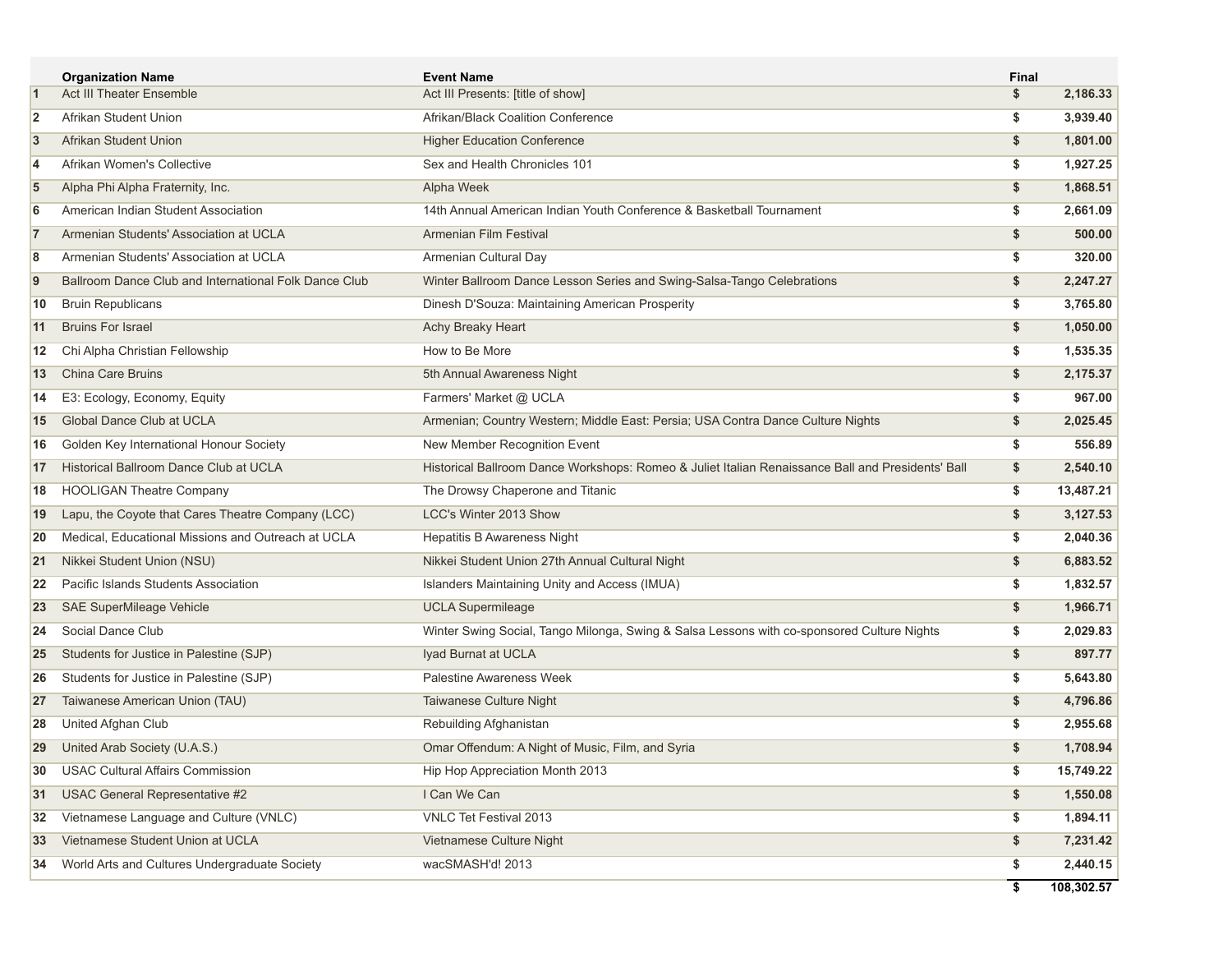| | Organization Name | Event Name | Final |
|---|---|---|---|
| 1 | Act III Theater Ensemble | Act III Presents: [title of show] | $ 2,186.33 |
| 2 | Afrikan Student Union | Afrikan/Black Coalition Conference | $ 3,939.40 |
| 3 | Afrikan Student Union | Higher Education Conference | $ 1,801.00 |
| 4 | Afrikan Women's Collective | Sex and Health Chronicles 101 | $ 1,927.25 |
| 5 | Alpha Phi Alpha Fraternity, Inc. | Alpha Week | $ 1,868.51 |
| 6 | American Indian Student Association | 14th Annual American Indian Youth Conference & Basketball Tournament | $ 2,661.09 |
| 7 | Armenian Students' Association at UCLA | Armenian Film Festival | $ 500.00 |
| 8 | Armenian Students' Association at UCLA | Armenian Cultural Day | $ 320.00 |
| 9 | Ballroom Dance Club and International Folk Dance Club | Winter Ballroom Dance Lesson Series and Swing-Salsa-Tango Celebrations | $ 2,247.27 |
| 10 | Bruin Republicans | Dinesh D'Souza: Maintaining American Prosperity | $ 3,765.80 |
| 11 | Bruins For Israel | Achy Breaky Heart | $ 1,050.00 |
| 12 | Chi Alpha Christian Fellowship | How to Be More | $ 1,535.35 |
| 13 | China Care Bruins | 5th Annual Awareness Night | $ 2,175.37 |
| 14 | E3: Ecology, Economy, Equity | Farmers' Market @ UCLA | $ 967.00 |
| 15 | Global Dance Club at UCLA | Armenian; Country Western; Middle East: Persia; USA Contra Dance Culture Nights | $ 2,025.45 |
| 16 | Golden Key International Honour Society | New Member Recognition Event | $ 556.89 |
| 17 | Historical Ballroom Dance Club at UCLA | Historical Ballroom Dance Workshops: Romeo & Juliet Italian Renaissance Ball and Presidents' Ball | $ 2,540.10 |
| 18 | HOOLIGAN Theatre Company | The Drowsy Chaperone and Titanic | $ 13,487.21 |
| 19 | Lapu, the Coyote that Cares Theatre Company (LCC) | LCC's Winter 2013 Show | $ 3,127.53 |
| 20 | Medical, Educational Missions and Outreach at UCLA | Hepatitis B Awareness Night | $ 2,040.36 |
| 21 | Nikkei Student Union (NSU) | Nikkei Student Union 27th Annual Cultural Night | $ 6,883.52 |
| 22 | Pacific Islands Students Association | Islanders Maintaining Unity and Access (IMUA) | $ 1,832.57 |
| 23 | SAE SuperMileage Vehicle | UCLA Supermileage | $ 1,966.71 |
| 24 | Social Dance Club | Winter Swing Social, Tango Milonga, Swing & Salsa Lessons with co-sponsored Culture Nights | $ 2,029.83 |
| 25 | Students for Justice in Palestine (SJP) | Iyad Burnat at UCLA | $ 897.77 |
| 26 | Students for Justice in Palestine (SJP) | Palestine Awareness Week | $ 5,643.80 |
| 27 | Taiwanese American Union (TAU) | Taiwanese Culture Night | $ 4,796.86 |
| 28 | United Afghan Club | Rebuilding Afghanistan | $ 2,955.68 |
| 29 | United Arab Society (U.A.S.) | Omar Offendum: A Night of Music, Film, and Syria | $ 1,708.94 |
| 30 | USAC Cultural Affairs Commission | Hip Hop Appreciation Month 2013 | $ 15,749.22 |
| 31 | USAC General Representative #2 | I Can We Can | $ 1,550.08 |
| 32 | Vietnamese Language and Culture (VNLC) | VNLC Tet Festival 2013 | $ 1,894.11 |
| 33 | Vietnamese Student Union at UCLA | Vietnamese Culture Night | $ 7,231.42 |
| 34 | World Arts and Cultures Undergraduate Society | wacSMASH'd! 2013 | $ 2,440.15 |
| | | | $ 108,302.57 |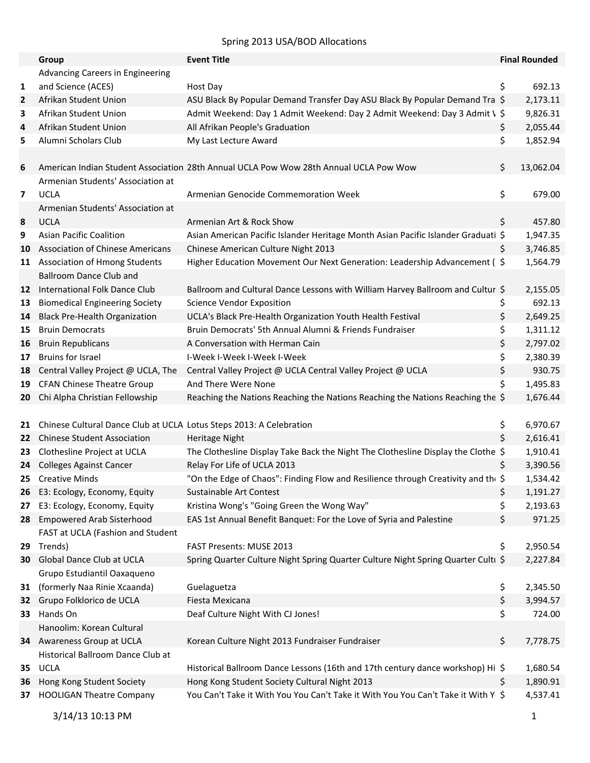# Spring 2013 USA/BOD Allocations

| | Group | Event Title | Final Rounded |
|---|---|---|---|
| 1 | Advancing Careers in Engineering and Science (ACES) | Host Day | $ 692.13 |
| 2 | Afrikan Student Union | ASU Black By Popular Demand Transfer Day ASU Black By Popular Demand Tra | $ 2,173.11 |
| 3 | Afrikan Student Union | Admit Weekend: Day 1 Admit Weekend: Day 2 Admit Weekend: Day 3 Admit W | $ 9,826.31 |
| 4 | Afrikan Student Union | All Afrikan People's Graduation | $ 2,055.44 |
| 5 | Alumni Scholars Club | My Last Lecture Award | $ 1,852.94 |
| 6 | American Indian Student Association | 28th Annual UCLA Pow Wow 28th Annual UCLA Pow Wow | $ 13,062.04 |
| 7 | Armenian Students' Association at UCLA | Armenian Genocide Commemoration Week | $ 679.00 |
| 8 | Armenian Students' Association at UCLA | Armenian Art & Rock Show | $ 457.80 |
| 9 | Asian Pacific Coalition | Asian American Pacific Islander Heritage Month Asian Pacific Islander Graduati | $ 1,947.35 |
| 10 | Association of Chinese Americans | Chinese American Culture Night 2013 | $ 3,746.85 |
| 11 | Association of Hmong Students | Higher Education Movement Our Next Generation: Leadership Advancement ( | $ 1,564.79 |
| 12 | Ballroom Dance Club and International Folk Dance Club | Ballroom and Cultural Dance Lessons with William Harvey Ballroom and Cultur | $ 2,155.05 |
| 13 | Biomedical Engineering Society | Science Vendor Exposition | $ 692.13 |
| 14 | Black Pre-Health Organization | UCLA's Black Pre-Health Organization Youth Health Festival | $ 2,649.25 |
| 15 | Bruin Democrats | Bruin Democrats' 5th Annual Alumni & Friends Fundraiser | $ 1,311.12 |
| 16 | Bruin Republicans | A Conversation with Herman Cain | $ 2,797.02 |
| 17 | Bruins for Israel | I-Week I-Week I-Week I-Week | $ 2,380.39 |
| 18 | Central Valley Project @ UCLA, The | Central Valley Project @ UCLA Central Valley Project @ UCLA | $ 930.75 |
| 19 | CFAN Chinese Theatre Group | And There Were None | $ 1,495.83 |
| 20 | Chi Alpha Christian Fellowship | Reaching the Nations Reaching the Nations Reaching the Nations Reaching the | $ 1,676.44 |
| 21 | Chinese Cultural Dance Club at UCLA | Lotus Steps 2013: A Celebration | $ 6,970.67 |
| 22 | Chinese Student Association | Heritage Night | $ 2,616.41 |
| 23 | Clothesline Project at UCLA | The Clothesline Display Take Back the Night The Clothesline Display the Clothe | $ 1,910.41 |
| 24 | Colleges Against Cancer | Relay For Life of UCLA 2013 | $ 3,390.56 |
| 25 | Creative Minds | "On the Edge of Chaos": Finding Flow and Resilience through Creativity and th | $ 1,534.42 |
| 26 | E3: Ecology, Economy, Equity | Sustainable Art Contest | $ 1,191.27 |
| 27 | E3: Ecology, Economy, Equity | Kristina Wong's "Going Green the Wong Way" | $ 2,193.63 |
| 28 | Empowered Arab Sisterhood | EAS 1st Annual Benefit Banquet: For the Love of Syria and Palestine | $ 971.25 |
| 29 | FAST at UCLA (Fashion and Student Trends) | FAST Presents: MUSE 2013 | $ 2,950.54 |
| 30 | Global Dance Club at UCLA | Spring Quarter Culture Night Spring Quarter Culture Night Spring Quarter Cultu | $ 2,227.84 |
| 31 | Grupo Estudiantil Oaxaqueno (formerly Naa Rinie Xcaanda) | Guelaguetza | $ 2,345.50 |
| 32 | Grupo Folklorico de UCLA | Fiesta Mexicana | $ 3,994.57 |
| 33 | Hands On | Deaf Culture Night With CJ Jones! | $ 724.00 |
| 34 | Hanoolim: Korean Cultural Awareness Group at UCLA | Korean Culture Night 2013 Fundraiser Fundraiser | $ 7,778.75 |
| 35 | Historical Ballroom Dance Club at UCLA | Historical Ballroom Dance Lessons (16th and 17th century dance workshop) Hi | $ 1,680.54 |
| 36 | Hong Kong Student Society | Hong Kong Student Society Cultural Night 2013 | $ 1,890.91 |
| 37 | HOOLIGAN Theatre Company | You Can't Take it With You You Can't Take it With You You Can't Take it With Y | $ 4,537.41 |

3/14/13 10:13 PM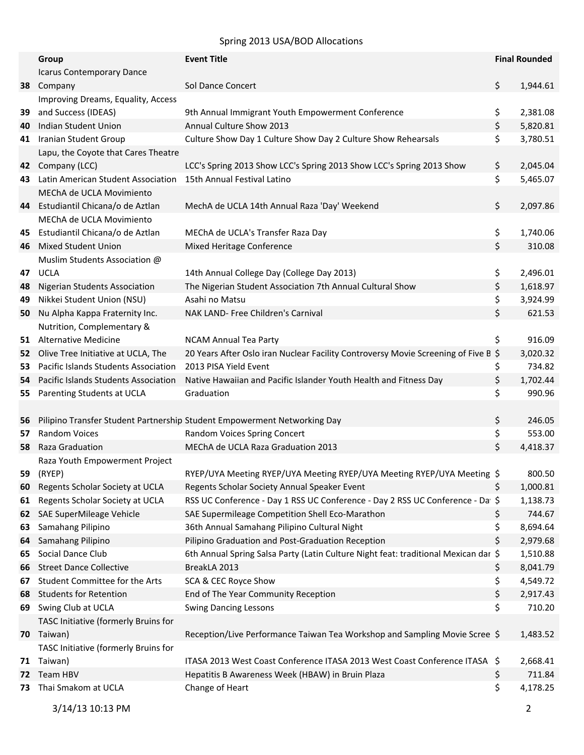# Spring 2013 USA/BOD Allocations

| | Group | Event Title | Final Rounded |
|---|---|---|---|
| 38 | Icarus Contemporary Dance Company | Sol Dance Concert | $ 1,944.61 |
| 39 | Improving Dreams, Equality, Access and Success (IDEAS) | 9th Annual Immigrant Youth Empowerment Conference | $ 2,381.08 |
| 40 | Indian Student Union | Annual Culture Show 2013 | $ 5,820.81 |
| 41 | Iranian Student Group | Culture Show Day 1 Culture Show Day 2 Culture Show Rehearsals | $ 3,780.51 |
| 42 | Lapu, the Coyote that Cares Theatre Company (LCC) | LCC's Spring 2013 Show LCC's Spring 2013 Show LCC's Spring 2013 Show | $ 2,045.04 |
| 43 | Latin American Student Association | 15th Annual Festival Latino | $ 5,465.07 |
| 44 | MEChA de UCLA Movimiento Estudiantil Chicana/o de Aztlan | MechA de UCLA 14th Annual Raza 'Day' Weekend | $ 2,097.86 |
| 45 | MEChA de UCLA Movimiento Estudiantil Chicana/o de Aztlan | MEChA de UCLA's Transfer Raza Day | $ 1,740.06 |
| 46 | Mixed Student Union | Mixed Heritage Conference | $ 310.08 |
| 47 | Muslim Students Association @ UCLA | 14th Annual College Day (College Day 2013) | $ 2,496.01 |
| 48 | Nigerian Students Association | The Nigerian Student Association 7th Annual Cultural Show | $ 1,618.97 |
| 49 | Nikkei Student Union (NSU) | Asahi no Matsu | $ 3,924.99 |
| 50 | Nu Alpha Kappa Fraternity Inc. | NAK LAND- Free Children's Carnival | $ 621.53 |
| 51 | Nutrition, Complementary & Alternative Medicine | NCAM Annual Tea Party | $ 916.09 |
| 52 | Olive Tree Initiative at UCLA, The | 20 Years After Oslo iran Nuclear Facility Controversy Movie Screening of Five B | $ 3,020.32 |
| 53 | Pacific Islands Students Association | 2013 PISA Yield Event | $ 734.82 |
| 54 | Pacific Islands Students Association | Native Hawaiian and Pacific Islander Youth Health and Fitness Day | $ 1,702.44 |
| 55 | Parenting Students at UCLA | Graduation | $ 990.96 |
| 56 | Pilipino Transfer Student Partnership | Student Empowerment Networking Day | $ 246.05 |
| 57 | Random Voices | Random Voices Spring Concert | $ 553.00 |
| 58 | Raza Graduation | MEChA de UCLA Raza Graduation 2013 | $ 4,418.37 |
| 59 | Raza Youth Empowerment Project (RYEP) | RYEP/UYA Meeting RYEP/UYA Meeting RYEP/UYA Meeting RYEP/UYA Meeting | $ 800.50 |
| 60 | Regents Scholar Society at UCLA | Regents Scholar Society Annual Speaker Event | $ 1,000.81 |
| 61 | Regents Scholar Society at UCLA | RSS UC Conference - Day 1 RSS UC Conference - Day 2 RSS UC Conference - Da | $ 1,138.73 |
| 62 | SAE SuperMileage Vehicle | SAE Supermileage Competition Shell Eco-Marathon | $ 744.67 |
| 63 | Samahang Pilipino | 36th Annual Samahang Pilipino Cultural Night | $ 8,694.64 |
| 64 | Samahang Pilipino | Pilipino Graduation and Post-Graduation Reception | $ 2,979.68 |
| 65 | Social Dance Club | 6th Annual Spring Salsa Party (Latin Culture Night feat: traditional Mexican dar | $ 1,510.88 |
| 66 | Street Dance Collective | BreakLA 2013 | $ 8,041.79 |
| 67 | Student Committee for the Arts | SCA & CEC Royce Show | $ 4,549.72 |
| 68 | Students for Retention | End of The Year Community Reception | $ 2,917.43 |
| 69 | Swing Club at UCLA | Swing Dancing Lessons | $ 710.20 |
| 70 | TASC Initiative (formerly Bruins for Taiwan) | Reception/Live Performance Taiwan Tea Workshop and Sampling Movie Scree | $ 1,483.52 |
| 71 | TASC Initiative (formerly Bruins for Taiwan) | ITASA 2013 West Coast Conference ITASA 2013 West Coast Conference ITASA | $ 2,668.41 |
| 72 | Team HBV | Hepatitis B Awareness Week (HBAW) in Bruin Plaza | $ 711.84 |
| 73 | Thai Smakom at UCLA | Change of Heart | $ 4,178.25 |

3/14/13 10:13 PM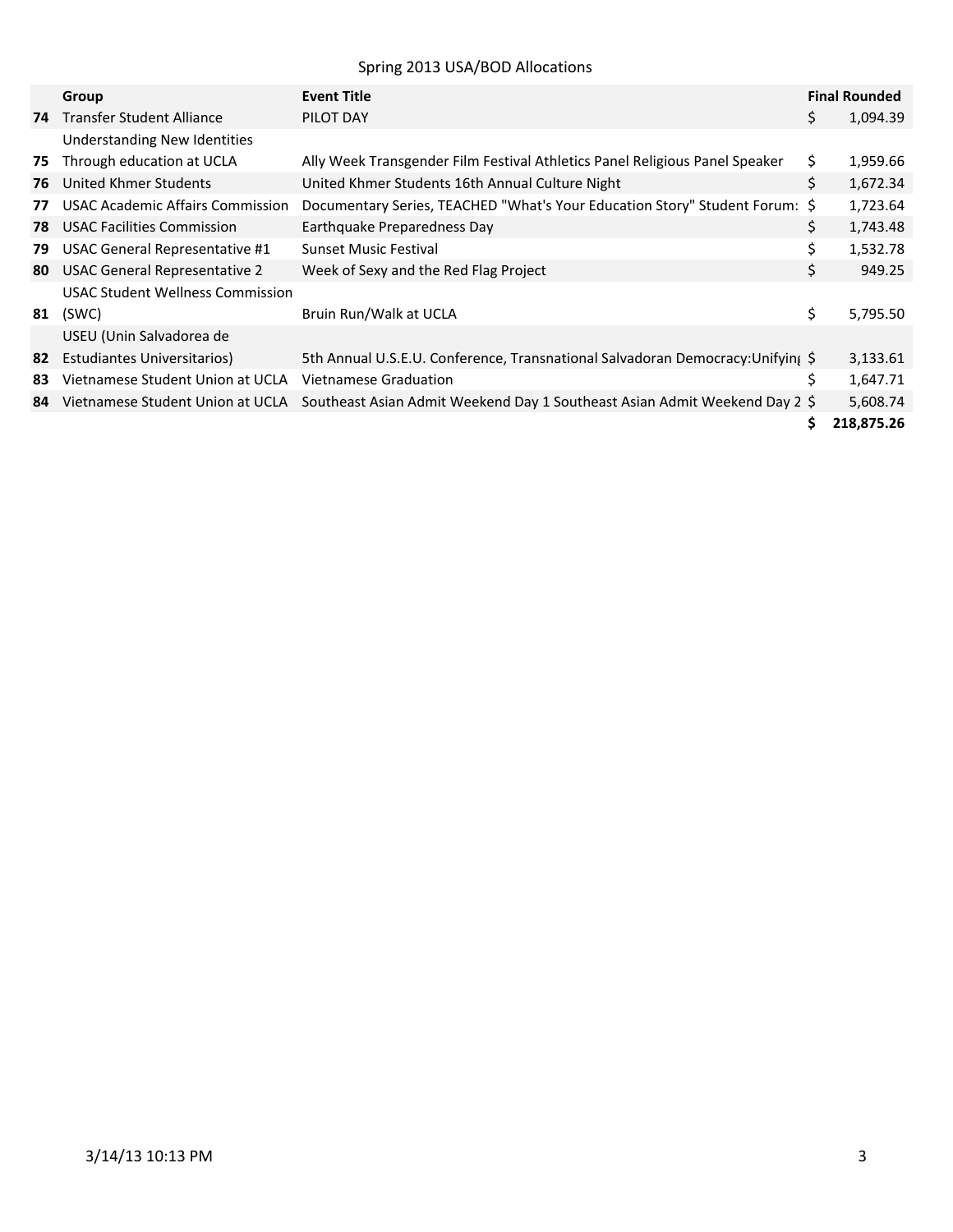Spring 2013 USA/BOD Allocations

| | Group | Event Title | Final Rounded |
|---|---|---|---|
| 74 | Transfer Student Alliance | PILOT DAY | $ 1,094.39 |
| 75 | Understanding New Identities Through education at UCLA | Ally Week Transgender Film Festival Athletics Panel Religious Panel Speaker | $ 1,959.66 |
| 76 | United Khmer Students | United Khmer Students 16th Annual Culture Night | $ 1,672.34 |
| 77 | USAC Academic Affairs Commission | Documentary Series, TEACHED "What's Your Education Story" Student Forum: | $ 1,723.64 |
| 78 | USAC Facilities Commission | Earthquake Preparedness Day | $ 1,743.48 |
| 79 | USAC General Representative #1 | Sunset Music Festival | $ 1,532.78 |
| 80 | USAC General Representative 2 | Week of Sexy and the Red Flag Project | $ 949.25 |
| 81 | USAC Student Wellness Commission (SWC) | Bruin Run/Walk at UCLA | $ 5,795.50 |
| 82 | USEU (Unin Salvadorea de Estudiantes Universitarios) | 5th Annual U.S.E.U. Conference, Transnational Salvadoran Democracy:Unifying | $ 3,133.61 |
| 83 | Vietnamese Student Union at UCLA | Vietnamese Graduation | $ 1,647.71 |
| 84 | Vietnamese Student Union at UCLA | Southeast Asian Admit Weekend Day 1 Southeast Asian Admit Weekend Day 2 | $ 5,608.74 |
| | | | **$ 218,875.26** |

3/14/13 10:13 PM